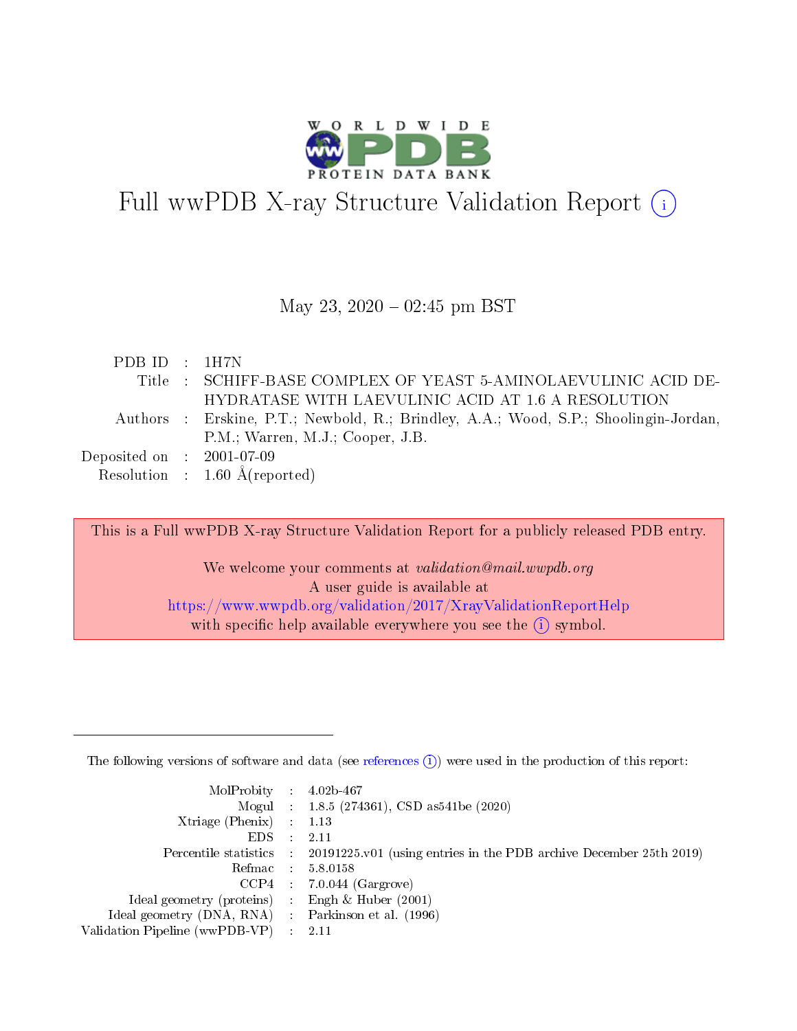# Full wwPDB X-ray Structure Validation Report (i)

May 23, 2020 – 02:45 pm BST

| | | |
|---|---|---|
| PDB ID | : | 1H7N |
| Title | : | SCHIFF-BASE COMPLEX OF YEAST 5-AMINOLAEVULINIC ACID DEHYDRATASE WITH LAEVULINIC ACID AT 1.6 A RESOLUTION |
| Authors | : | Erskine, P.T.; Newbold, R.; Brindley, A.A.; Wood, S.P.; Shoolingin-Jordan, P.M.; Warren, M.J.; Cooper, J.B. |
| Deposited on | : | 2001-07-09 |
| Resolution | : | 1.60 Å(reported) |

This is a Full wwPDB X-ray Structure Validation Report for a publicly released PDB entry.

We welcome your comments at *validation@mail.wwpdb.org*
A user guide is available at
https://www.wwpdb.org/validation/2017/XrayValidationReportHelp
with specific help available everywhere you see the (i) symbol.

---

The following versions of software and data (see references (i)) were used in the production of this report:

| | | |
|---|---|---|
| MolProbity | : | 4.02b-467 |
| Mogul | : | 1.8.5 (274361), CSD as541be (2020) |
| Xtriage (Phenix) | : | 1.13 |
| EDS | : | 2.11 |
| Percentile statistics | : | 20191225.v01 (using entries in the PDB archive December 25th 2019) |
| Refmac | : | 5.8.0158 |
| CCP4 | : | 7.0.044 (Gargrove) |
| Ideal geometry (proteins) | : | Engh & Huber (2001) |
| Ideal geometry (DNA, RNA) | : | Parkinson et al. (1996) |
| Validation Pipeline (wwPDB-VP) | : | 2.11 |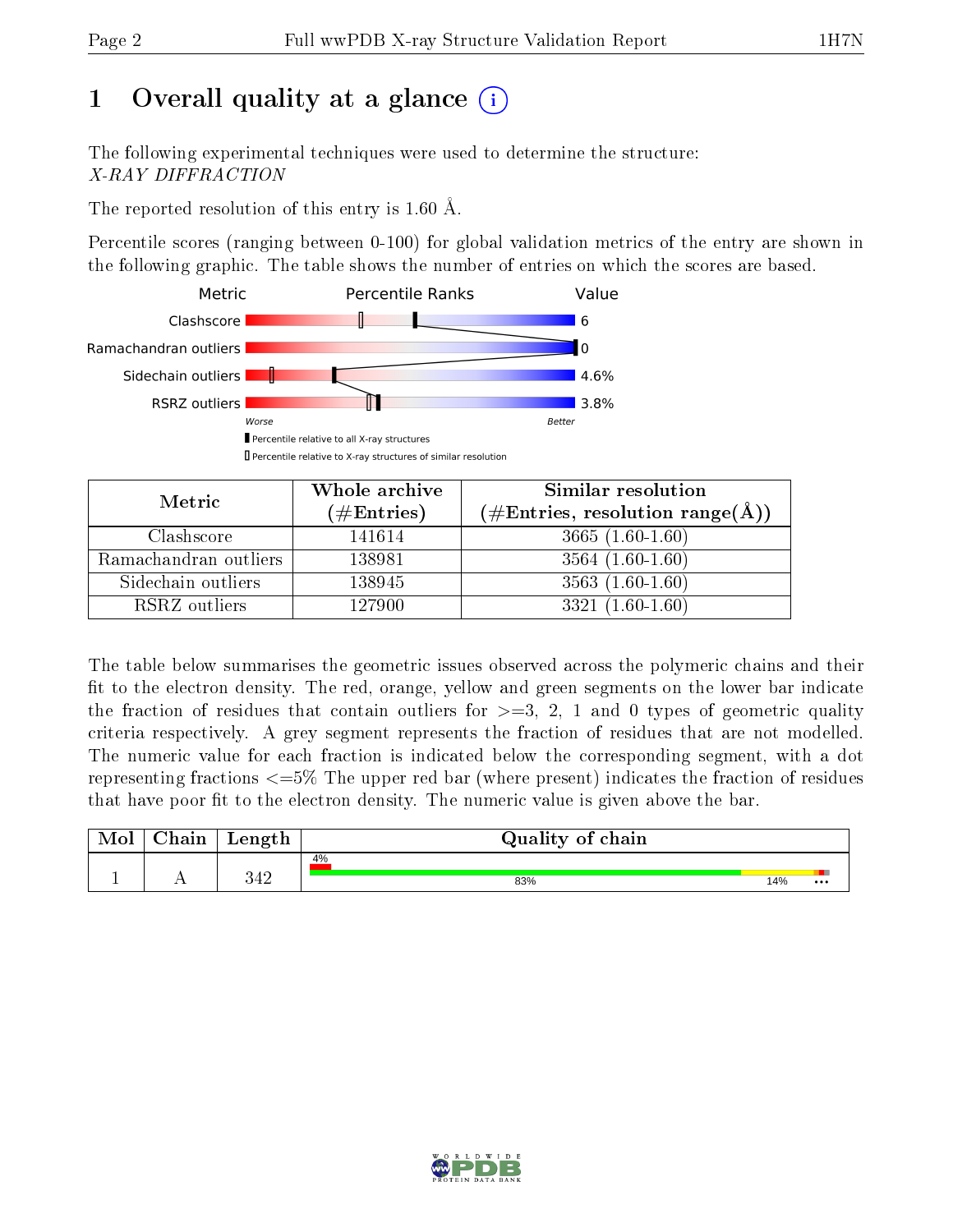# 1 Overall quality at a glance (i)

The following experimental techniques were used to determine the structure:
*X-RAY DIFFRACTION*

The reported resolution of this entry is 1.60 Å.

Percentile scores (ranging between 0-100) for global validation metrics of the entry are shown in the following graphic. The table shows the number of entries on which the scores are based.

| Metric | Percentile Ranks | Value |
|---|---|---|
| Clashscore | | 6 |
| Ramachandran outliers | | 0 |
| Sidechain outliers | | 4.6% |
| RSRZ outliers | | 3.8% |

Worse — Better

▮ Percentile relative to all X-ray structures
▯ Percentile relative to X-ray structures of similar resolution

| Metric | Whole archive (#Entries) | Similar resolution (#Entries, resolution range(Å)) |
|---|---|---|
| Clashscore | 141614 | 3665 (1.60-1.60) |
| Ramachandran outliers | 138981 | 3564 (1.60-1.60) |
| Sidechain outliers | 138945 | 3563 (1.60-1.60) |
| RSRZ outliers | 127900 | 3321 (1.60-1.60) |

The table below summarises the geometric issues observed across the polymeric chains and their fit to the electron density. The red, orange, yellow and green segments on the lower bar indicate the fraction of residues that contain outliers for >=3, 2, 1 and 0 types of geometric quality criteria respectively. A grey segment represents the fraction of residues that are not modelled. The numeric value for each fraction is indicated below the corresponding segment, with a dot representing fractions <=5% The upper red bar (where present) indicates the fraction of residues that have poor fit to the electron density. The numeric value is given above the bar.

| Mol | Chain | Length | Quality of chain |
|---|---|---|---|
| 1 | A | 342 | 4% / 83% / 14% / ••• |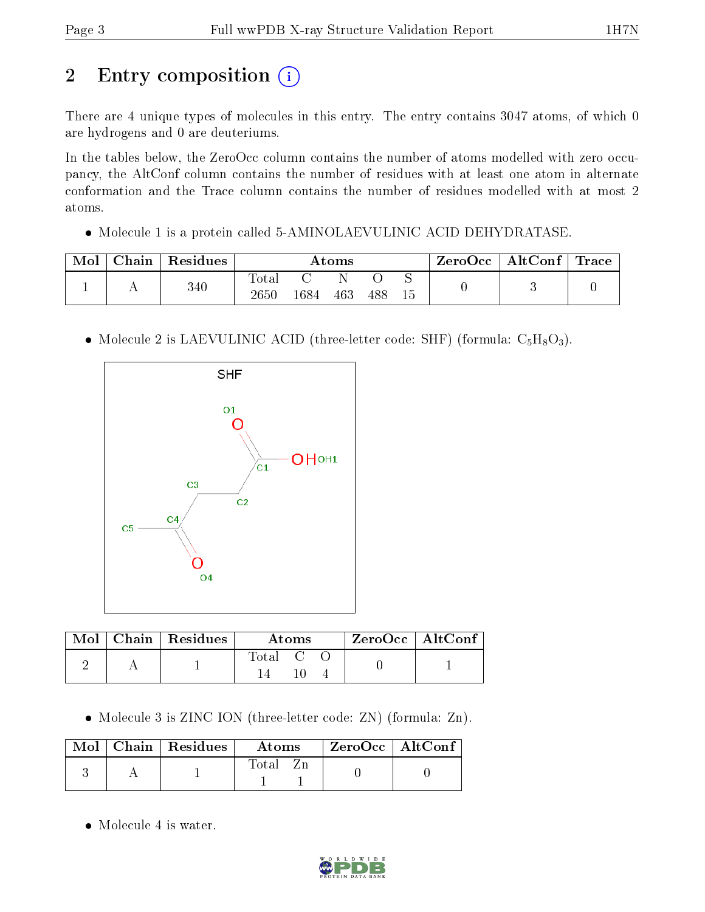# 2 Entry composition

There are 4 unique types of molecules in this entry. The entry contains 3047 atoms, of which 0 are hydrogens and 0 are deuteriums.

In the tables below, the ZeroOcc column contains the number of atoms modelled with zero occupancy, the AltConf column contains the number of residues with at least one atom in alternate conformation and the Trace column contains the number of residues modelled with at most 2 atoms.

- Molecule 1 is a protein called 5-AMINOLAEVULINIC ACID DEHYDRATASE.

| Mol | Chain | Residues | Atoms | | | | | ZeroOcc | AltConf | Trace |
|---|---|---|---|---|---|---|---|---|---|---|
| 1 | A | 340 | Total<br>2650 | C<br>1684 | N<br>463 | O<br>488 | S<br>15 | 0 | 3 | 0 |

- Molecule 2 is LAEVULINIC ACID (three-letter code: SHF) (formula: $C_5H_8O_3$).

| Mol | Chain | Residues | Atoms | | | ZeroOcc | AltConf |
|---|---|---|---|---|---|---|---|
| 2 | A | 1 | Total<br>14 | C<br>10 | O<br>4 | 0 | 1 |

- Molecule 3 is ZINC ION (three-letter code: ZN) (formula: Zn).

| Mol | Chain | Residues | Atoms | | ZeroOcc | AltConf |
|---|---|---|---|---|---|---|
| 3 | A | 1 | Total<br>1 | Zn<br>1 | 0 | 0 |

- Molecule 4 is water.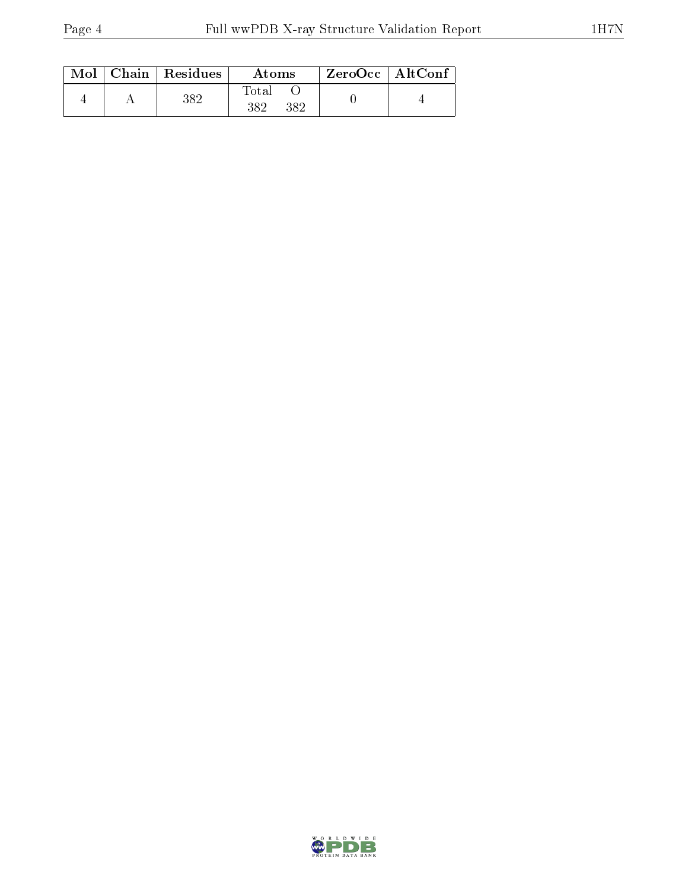| Mol | Chain | Residues | Atoms | | ZeroOcc | AltConf |
|---|---|---|---|---|---|---|
| | | | Total | O | | |
| 4 | A | 382 | 382 | 382 | 0 | 4 |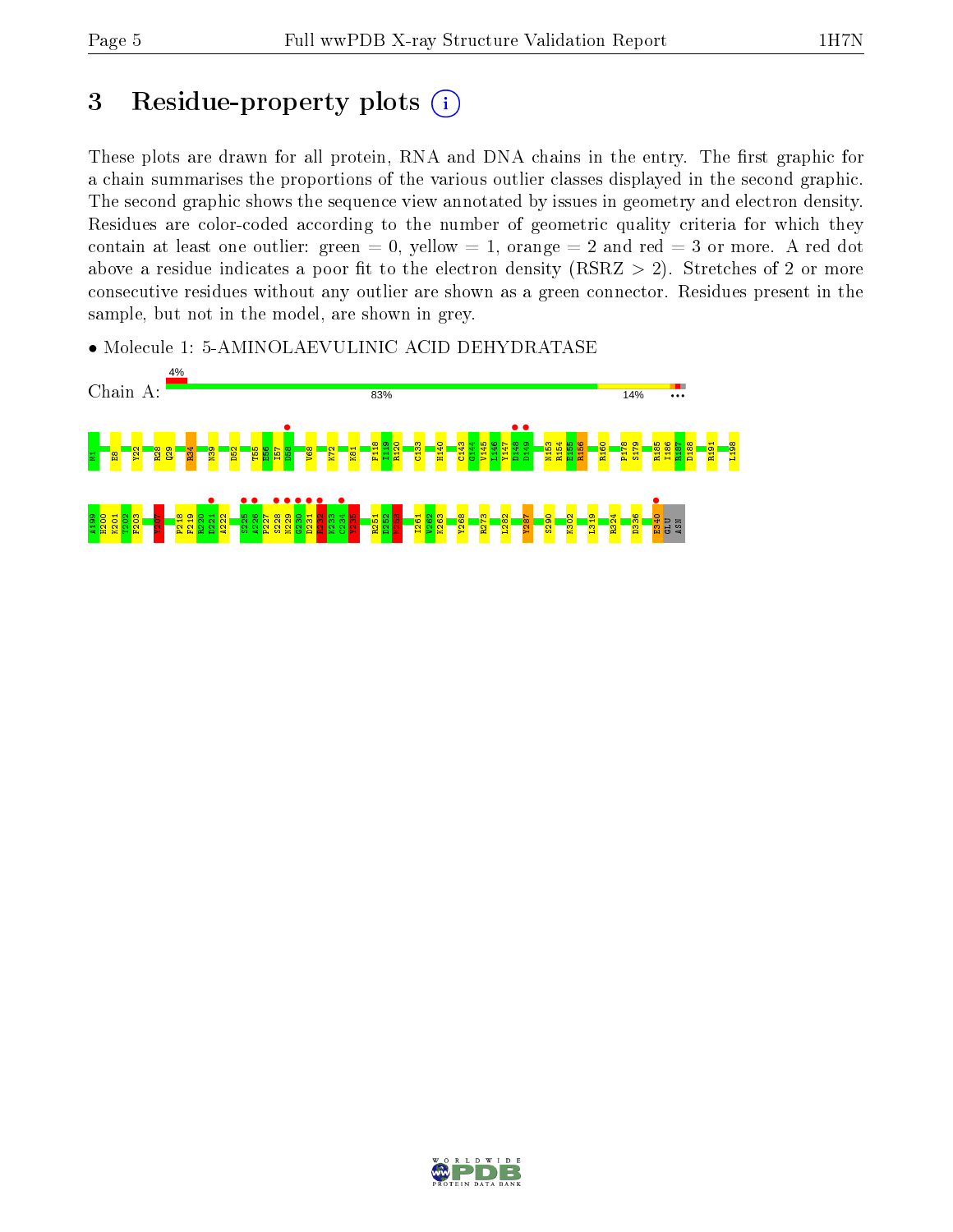# 3 Residue-property plots

These plots are drawn for all protein, RNA and DNA chains in the entry. The first graphic for a chain summarises the proportions of the various outlier classes displayed in the second graphic. The second graphic shows the sequence view annotated by issues in geometry and electron density. Residues are color-coded according to the number of geometric quality criteria for which they contain at least one outlier: green = 0, yellow = 1, orange = 2 and red = 3 or more. A red dot above a residue indicates a poor fit to the electron density (RSRZ > 2). Stretches of 2 or more consecutive residues without any outlier are shown as a green connector. Residues present in the sample, but not in the model, are shown in grey.

- Molecule 1: 5-AMINOLAEVULINIC ACID DEHYDRATASE

Chain A: 4% | 83% | 14% | •••

M1 E8 Y22 R28 Q29 R34 N39 D52 T55 E56 I57 D58 V68 K72 K81 F118 I119 R120 C133 H140 C143 G144 V145 L146 Y147 D148 D149 N153 R154 E155 R156 R160 P178 S179 R185 I186 R187 D188 R191 L198

A199 H200 K201 T202 F203 Y207 P218 F219 R220 D221 A222 S225 A226 P227 S228 N229 G230 D231 R232 K233 C234 Y235 R251 D252 M253 I261 V262 K263 Y268 R273 L282 Y287 S290 K302 L319 R324 D336 E340 GLU ASN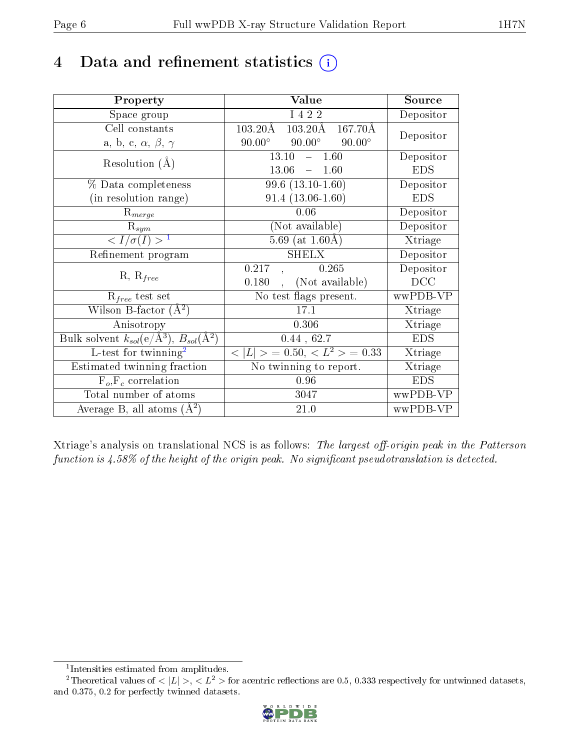# 4 Data and refinement statistics (i)

| Property | Value | Source |
|---|---|---|
| Space group | I 4 2 2 | Depositor |
| Cell constants<br>a, b, c, $\alpha$, $\beta$, $\gamma$ | 103.20Å 103.20Å 167.70Å<br>90.00° 90.00° 90.00° | Depositor |
| Resolution (Å) | 13.10 – 1.60<br>13.06 – 1.60 | Depositor<br>EDS |
| % Data completeness<br>(in resolution range) | 99.6 (13.10-1.60)<br>91.4 (13.06-1.60) | Depositor<br>EDS |
| $R_{merge}$ | 0.06 | Depositor |
| $R_{sym}$ | (Not available) | Depositor |
| $< I/\sigma(I) >$ [1] | 5.69 (at 1.60Å) | Xtriage |
| Refinement program | SHELX | Depositor |
| R, $R_{free}$ | 0.217 , 0.265<br>0.180 , (Not available) | Depositor<br>DCC |
| $R_{free}$ test set | No test flags present. | wwPDB-VP |
| Wilson B-factor (Å$^2$) | 17.1 | Xtriage |
| Anisotropy | 0.306 | Xtriage |
| Bulk solvent $k_{sol}$(e/Å$^3$), $B_{sol}$(Å$^2$) | 0.44 , 62.7 | EDS |
| L-test for twinning[2] | $< \|L\| >$ = 0.50, $< L^2 >$ = 0.33 | Xtriage |
| Estimated twinning fraction | No twinning to report. | Xtriage |
| $F_o$,$F_c$ correlation | 0.96 | EDS |
| Total number of atoms | 3047 | wwPDB-VP |
| Average B, all atoms (Å$^2$) | 21.0 | wwPDB-VP |

Xtriage's analysis on translational NCS is as follows: *The largest off-origin peak in the Patterson function is 4.58% of the height of the origin peak. No significant pseudotranslation is detected.*

[1] Intensities estimated from amplitudes.

[2] Theoretical values of $< |L| >$, $< L^2 >$ for acentric reflections are 0.5, 0.333 respectively for untwinned datasets, and 0.375, 0.2 for perfectly twinned datasets.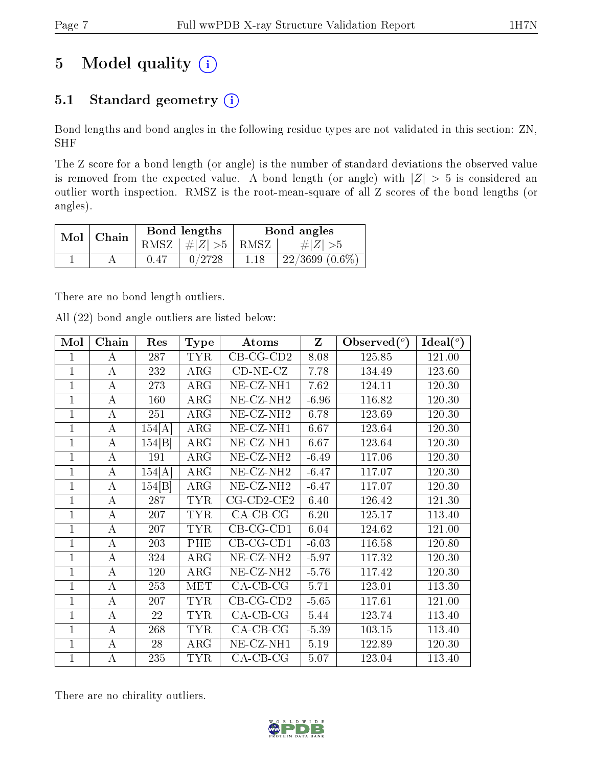# 5 Model quality (i)

## 5.1 Standard geometry (i)

Bond lengths and bond angles in the following residue types are not validated in this section: ZN, SHF

The Z score for a bond length (or angle) is the number of standard deviations the observed value is removed from the expected value. A bond length (or angle) with $|Z| > 5$ is considered an outlier worth inspection. RMSZ is the root-mean-square of all Z scores of the bond lengths (or angles).

| Mol | Chain | Bond lengths | | Bond angles | |
|---|---|---|---|---|---|
| | | RMSZ | #\|Z\| >5 | RMSZ | #\|Z\| >5 |
| 1 | A | 0.47 | 0/2728 | 1.18 | 22/3699 (0.6%) |

There are no bond length outliers.

All (22) bond angle outliers are listed below:

| Mol | Chain | Res | Type | Atoms | Z | Observed(°) | Ideal(°) |
|---|---|---|---|---|---|---|---|
| 1 | A | 287 | TYR | CB-CG-CD2 | 8.08 | 125.85 | 121.00 |
| 1 | A | 232 | ARG | CD-NE-CZ | 7.78 | 134.49 | 123.60 |
| 1 | A | 273 | ARG | NE-CZ-NH1 | 7.62 | 124.11 | 120.30 |
| 1 | A | 160 | ARG | NE-CZ-NH2 | -6.96 | 116.82 | 120.30 |
| 1 | A | 251 | ARG | NE-CZ-NH2 | 6.78 | 123.69 | 120.30 |
| 1 | A | 154[A] | ARG | NE-CZ-NH1 | 6.67 | 123.64 | 120.30 |
| 1 | A | 154[B] | ARG | NE-CZ-NH1 | 6.67 | 123.64 | 120.30 |
| 1 | A | 191 | ARG | NE-CZ-NH2 | -6.49 | 117.06 | 120.30 |
| 1 | A | 154[A] | ARG | NE-CZ-NH2 | -6.47 | 117.07 | 120.30 |
| 1 | A | 154[B] | ARG | NE-CZ-NH2 | -6.47 | 117.07 | 120.30 |
| 1 | A | 287 | TYR | CG-CD2-CE2 | 6.40 | 126.42 | 121.30 |
| 1 | A | 207 | TYR | CA-CB-CG | 6.20 | 125.17 | 113.40 |
| 1 | A | 207 | TYR | CB-CG-CD1 | 6.04 | 124.62 | 121.00 |
| 1 | A | 203 | PHE | CB-CG-CD1 | -6.03 | 116.58 | 120.80 |
| 1 | A | 324 | ARG | NE-CZ-NH2 | -5.97 | 117.32 | 120.30 |
| 1 | A | 120 | ARG | NE-CZ-NH2 | -5.76 | 117.42 | 120.30 |
| 1 | A | 253 | MET | CA-CB-CG | 5.71 | 123.01 | 113.30 |
| 1 | A | 207 | TYR | CB-CG-CD2 | -5.65 | 117.61 | 121.00 |
| 1 | A | 22 | TYR | CA-CB-CG | 5.44 | 123.74 | 113.40 |
| 1 | A | 268 | TYR | CA-CB-CG | -5.39 | 103.15 | 113.40 |
| 1 | A | 28 | ARG | NE-CZ-NH1 | 5.19 | 122.89 | 120.30 |
| 1 | A | 235 | TYR | CA-CB-CG | 5.07 | 123.04 | 113.40 |

There are no chirality outliers.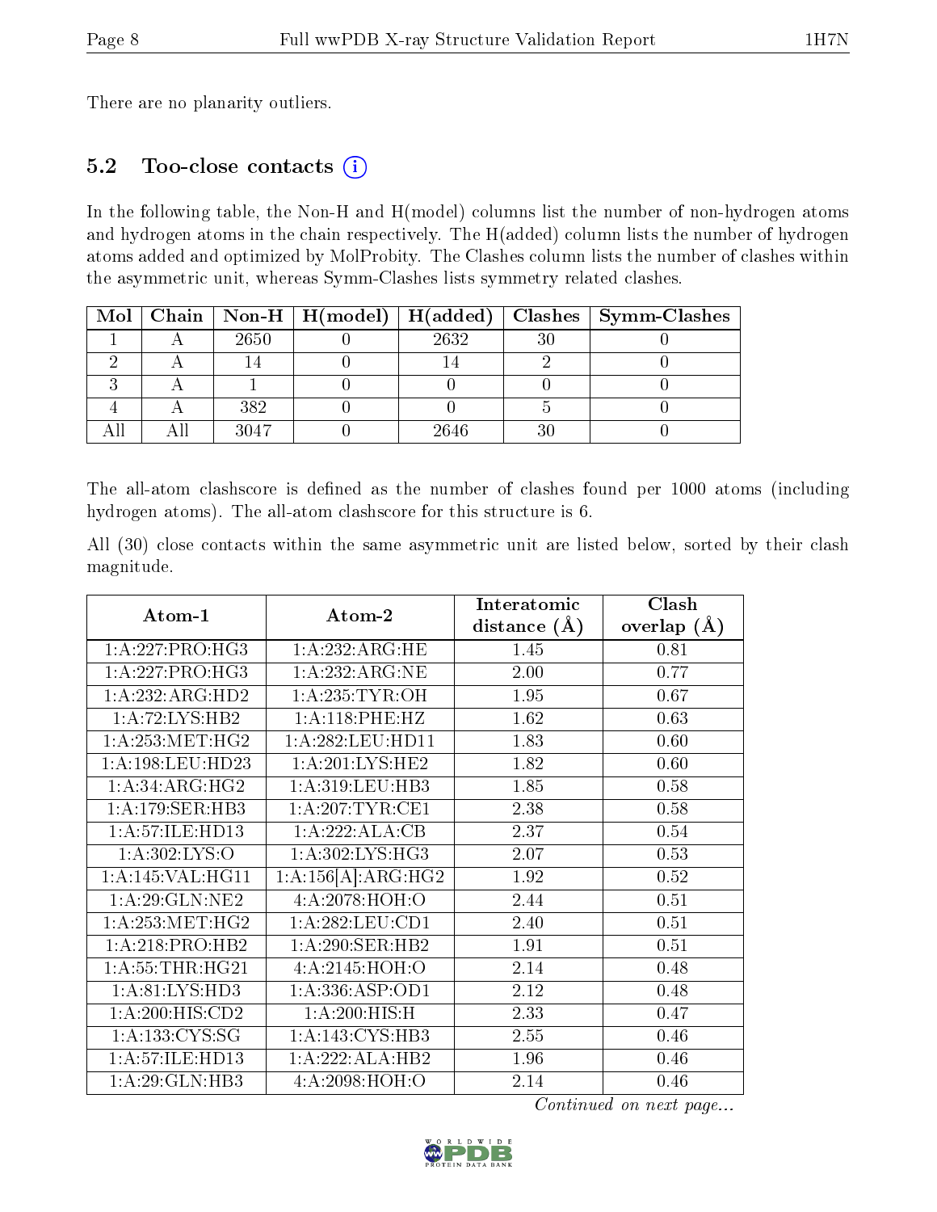There are no planarity outliers.

## 5.2 Too-close contacts (i)

In the following table, the Non-H and H(model) columns list the number of non-hydrogen atoms and hydrogen atoms in the chain respectively. The H(added) column lists the number of hydrogen atoms added and optimized by MolProbity. The Clashes column lists the number of clashes within the asymmetric unit, whereas Symm-Clashes lists symmetry related clashes.

| Mol | Chain | Non-H | H(model) | H(added) | Clashes | Symm-Clashes |
|---|---|---|---|---|---|---|
| 1 | A | 2650 | 0 | 2632 | 30 | 0 |
| 2 | A | 14 | 0 | 14 | 2 | 0 |
| 3 | A | 1 | 0 | 0 | 0 | 0 |
| 4 | A | 382 | 0 | 0 | 5 | 0 |
| All | All | 3047 | 0 | 2646 | 30 | 0 |

The all-atom clashscore is defined as the number of clashes found per 1000 atoms (including hydrogen atoms). The all-atom clashscore for this structure is 6.

All (30) close contacts within the same asymmetric unit are listed below, sorted by their clash magnitude.

| Atom-1 | Atom-2 | Interatomic distance (Å) | Clash overlap (Å) |
|---|---|---|---|
| 1:A:227:PRO:HG3 | 1:A:232:ARG:HE | 1.45 | 0.81 |
| 1:A:227:PRO:HG3 | 1:A:232:ARG:NE | 2.00 | 0.77 |
| 1:A:232:ARG:HD2 | 1:A:235:TYR:OH | 1.95 | 0.67 |
| 1:A:72:LYS:HB2 | 1:A:118:PHE:HZ | 1.62 | 0.63 |
| 1:A:253:MET:HG2 | 1:A:282:LEU:HD11 | 1.83 | 0.60 |
| 1:A:198:LEU:HD23 | 1:A:201:LYS:HE2 | 1.82 | 0.60 |
| 1:A:34:ARG:HG2 | 1:A:319:LEU:HB3 | 1.85 | 0.58 |
| 1:A:179:SER:HB3 | 1:A:207:TYR:CE1 | 2.38 | 0.58 |
| 1:A:57:ILE:HD13 | 1:A:222:ALA:CB | 2.37 | 0.54 |
| 1:A:302:LYS:O | 1:A:302:LYS:HG3 | 2.07 | 0.53 |
| 1:A:145:VAL:HG11 | 1:A:156[A]:ARG:HG2 | 1.92 | 0.52 |
| 1:A:29:GLN:NE2 | 4:A:2078:HOH:O | 2.44 | 0.51 |
| 1:A:253:MET:HG2 | 1:A:282:LEU:CD1 | 2.40 | 0.51 |
| 1:A:218:PRO:HB2 | 1:A:290:SER:HB2 | 1.91 | 0.51 |
| 1:A:55:THR:HG21 | 4:A:2145:HOH:O | 2.14 | 0.48 |
| 1:A:81:LYS:HD3 | 1:A:336:ASP:OD1 | 2.12 | 0.48 |
| 1:A:200:HIS:CD2 | 1:A:200:HIS:H | 2.33 | 0.47 |
| 1:A:133:CYS:SG | 1:A:143:CYS:HB3 | 2.55 | 0.46 |
| 1:A:57:ILE:HD13 | 1:A:222:ALA:HB2 | 1.96 | 0.46 |
| 1:A:29:GLN:HB3 | 4:A:2098:HOH:O | 2.14 | 0.46 |

*Continued on next page...*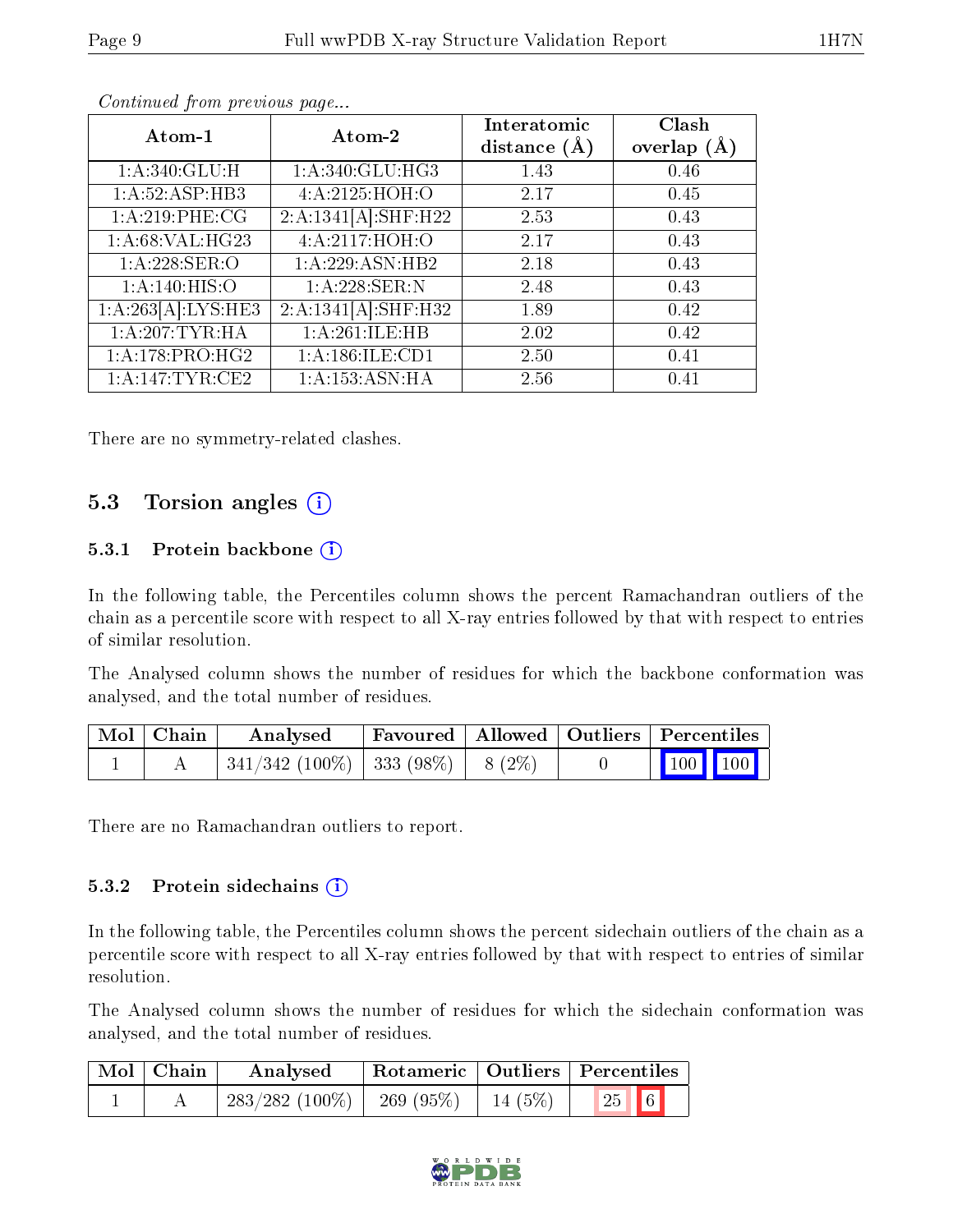*Continued from previous page...*

| Atom-1 | Atom-2 | Interatomic distance (Å) | Clash overlap (Å) |
|---|---|---|---|
| 1:A:340:GLU:H | 1:A:340:GLU:HG3 | 1.43 | 0.46 |
| 1:A:52:ASP:HB3 | 4:A:2125:HOH:O | 2.17 | 0.45 |
| 1:A:219:PHE:CG | 2:A:1341[A]:SHF:H22 | 2.53 | 0.43 |
| 1:A:68:VAL:HG23 | 4:A:2117:HOH:O | 2.17 | 0.43 |
| 1:A:228:SER:O | 1:A:229:ASN:HB2 | 2.18 | 0.43 |
| 1:A:140:HIS:O | 1:A:228:SER:N | 2.48 | 0.43 |
| 1:A:263[A]:LYS:HE3 | 2:A:1341[A]:SHF:H32 | 1.89 | 0.42 |
| 1:A:207:TYR:HA | 1:A:261:ILE:HB | 2.02 | 0.42 |
| 1:A:178:PRO:HG2 | 1:A:186:ILE:CD1 | 2.50 | 0.41 |
| 1:A:147:TYR:CE2 | 1:A:153:ASN:HA | 2.56 | 0.41 |

There are no symmetry-related clashes.

## 5.3 Torsion angles

### 5.3.1 Protein backbone

In the following table, the Percentiles column shows the percent Ramachandran outliers of the chain as a percentile score with respect to all X-ray entries followed by that with respect to entries of similar resolution.

The Analysed column shows the number of residues for which the backbone conformation was analysed, and the total number of residues.

| Mol | Chain | Analysed | Favoured | Allowed | Outliers | Percentiles | |
|---|---|---|---|---|---|---|---|
| 1 | A | 341/342 (100%) | 333 (98%) | 8 (2%) | 0 | 100 | 100 |

There are no Ramachandran outliers to report.

### 5.3.2 Protein sidechains

In the following table, the Percentiles column shows the percent sidechain outliers of the chain as a percentile score with respect to all X-ray entries followed by that with respect to entries of similar resolution.

The Analysed column shows the number of residues for which the sidechain conformation was analysed, and the total number of residues.

| Mol | Chain | Analysed | Rotameric | Outliers | Percentiles | |
|---|---|---|---|---|---|---|
| 1 | A | 283/282 (100%) | 269 (95%) | 14 (5%) | 25 | 6 |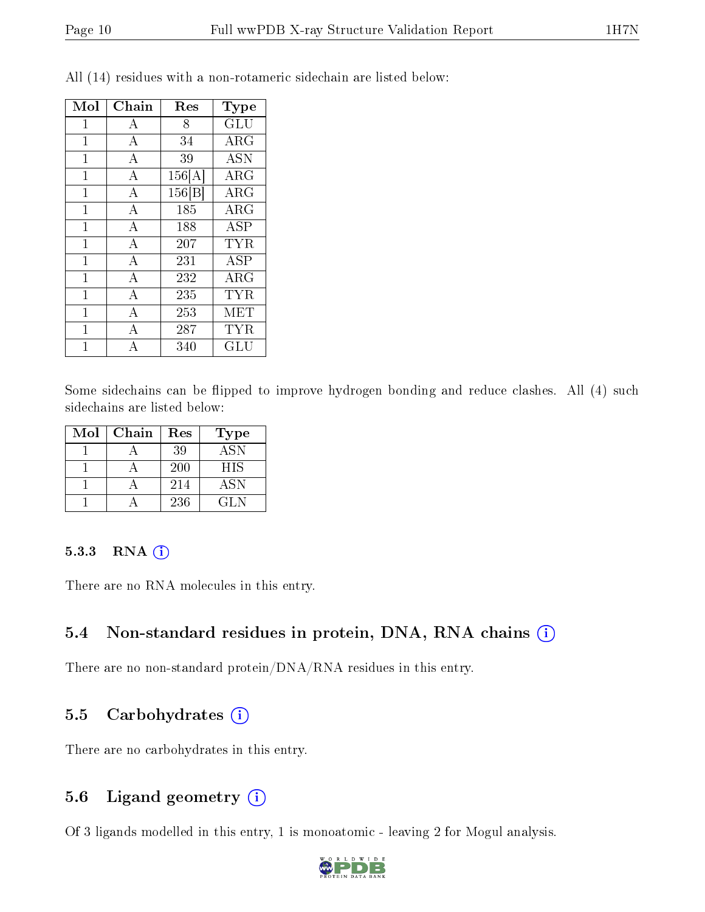All (14) residues with a non-rotameric sidechain are listed below:

| Mol | Chain | Res | Type |
|---|---|---|---|
| 1 | A | 8 | GLU |
| 1 | A | 34 | ARG |
| 1 | A | 39 | ASN |
| 1 | A | 156[A] | ARG |
| 1 | A | 156[B] | ARG |
| 1 | A | 185 | ARG |
| 1 | A | 188 | ASP |
| 1 | A | 207 | TYR |
| 1 | A | 231 | ASP |
| 1 | A | 232 | ARG |
| 1 | A | 235 | TYR |
| 1 | A | 253 | MET |
| 1 | A | 287 | TYR |
| 1 | A | 340 | GLU |

Some sidechains can be flipped to improve hydrogen bonding and reduce clashes. All (4) such sidechains are listed below:

| Mol | Chain | Res | Type |
|---|---|---|---|
| 1 | A | 39 | ASN |
| 1 | A | 200 | HIS |
| 1 | A | 214 | ASN |
| 1 | A | 236 | GLN |

#### 5.3.3 RNA

There are no RNA molecules in this entry.

### 5.4 Non-standard residues in protein, DNA, RNA chains

There are no non-standard protein/DNA/RNA residues in this entry.

### 5.5 Carbohydrates

There are no carbohydrates in this entry.

### 5.6 Ligand geometry

Of 3 ligands modelled in this entry, 1 is monoatomic - leaving 2 for Mogul analysis.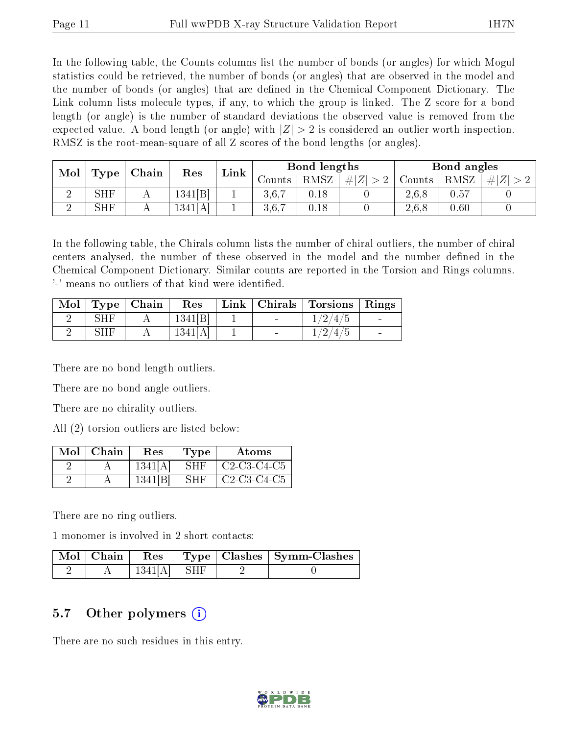In the following table, the Counts columns list the number of bonds (or angles) for which Mogul statistics could be retrieved, the number of bonds (or angles) that are observed in the model and the number of bonds (or angles) that are defined in the Chemical Component Dictionary. The Link column lists molecule types, if any, to which the group is linked. The Z score for a bond length (or angle) is the number of standard deviations the observed value is removed from the expected value. A bond length (or angle) with $|Z| > 2$ is considered an outlier worth inspection. RMSZ is the root-mean-square of all Z scores of the bond lengths (or angles).

| Mol | Type | Chain | Res | Link | Bond lengths | | | Bond angles | | |
|---|---|---|---|---|---|---|---|---|---|---|
| | | | | | Counts | RMSZ | $\#\|Z\|>2$ | Counts | RMSZ | $\#\|Z\|>2$ |
| 2 | SHF | A | 1341[B] | 1 | 3,6,7 | 0.18 | 0 | 2,6,8 | 0.57 | 0 |
| 2 | SHF | A | 1341[A] | 1 | 3,6,7 | 0.18 | 0 | 2,6,8 | 0.60 | 0 |

In the following table, the Chirals column lists the number of chiral outliers, the number of chiral centers analysed, the number of these observed in the model and the number defined in the Chemical Component Dictionary. Similar counts are reported in the Torsion and Rings columns. '-' means no outliers of that kind were identified.

| Mol | Type | Chain | Res | Link | Chirals | Torsions | Rings |
|---|---|---|---|---|---|---|---|
| 2 | SHF | A | 1341[B] | 1 | - | 1/2/4/5 | - |
| 2 | SHF | A | 1341[A] | 1 | - | 1/2/4/5 | - |

There are no bond length outliers.

There are no bond angle outliers.

There are no chirality outliers.

All (2) torsion outliers are listed below:

| Mol | Chain | Res | Type | Atoms |
|---|---|---|---|---|
| 2 | A | 1341[A] | SHF | C2-C3-C4-C5 |
| 2 | A | 1341[B] | SHF | C2-C3-C4-C5 |

There are no ring outliers.

1 monomer is involved in 2 short contacts:

| Mol | Chain | Res | Type | Clashes | Symm-Clashes |
|---|---|---|---|---|---|
| 2 | A | 1341[A] | SHF | 2 | 0 |

## 5.7 Other polymers

There are no such residues in this entry.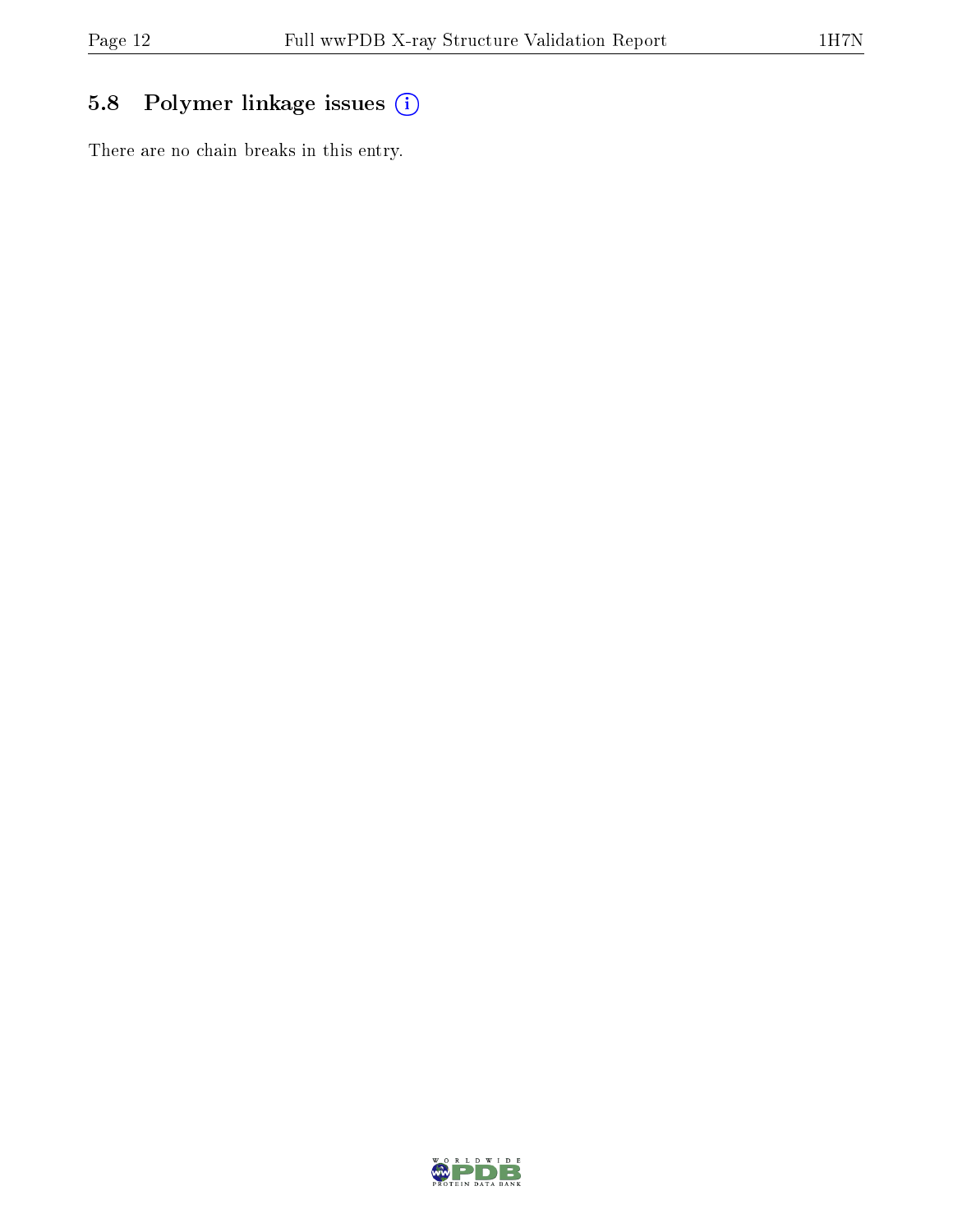## 5.8 Polymer linkage issues

There are no chain breaks in this entry.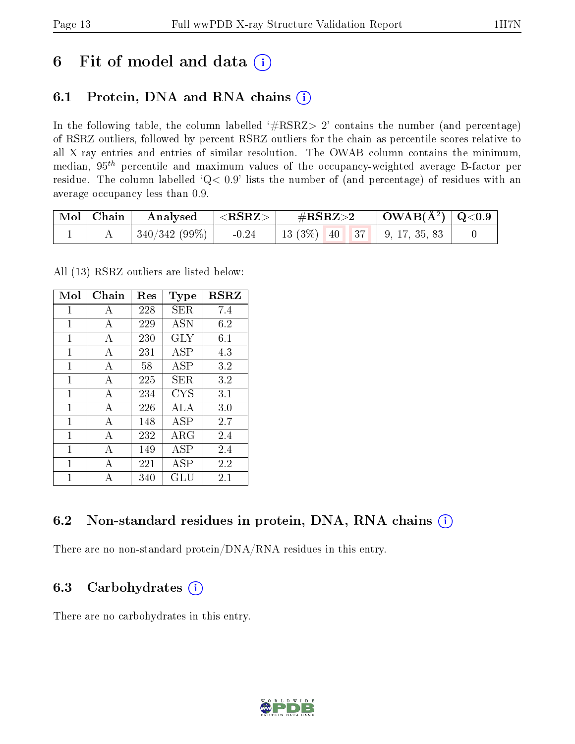# 6 Fit of model and data

## 6.1 Protein, DNA and RNA chains

In the following table, the column labelled '#RSRZ> 2' contains the number (and percentage) of RSRZ outliers, followed by percent RSRZ outliers for the chain as percentile scores relative to all X-ray entries and entries of similar resolution. The OWAB column contains the minimum, median, $95^{th}$ percentile and maximum values of the occupancy-weighted average B-factor per residue. The column labelled 'Q< 0.9' lists the number of (and percentage) of residues with an average occupancy less than 0.9.

| Mol | Chain | Analysed | <RSRZ> | #RSRZ>2 | | | OWAB(Å$^2$) | Q<0.9 |
|---|---|---|---|---|---|---|---|---|
| 1 | A | 340/342 (99%) | -0.24 | 13 (3%) | 40 | 37 | 9, 17, 35, 83 | 0 |

All (13) RSRZ outliers are listed below:

| Mol | Chain | Res | Type | RSRZ |
|---|---|---|---|---|
| 1 | A | 228 | SER | 7.4 |
| 1 | A | 229 | ASN | 6.2 |
| 1 | A | 230 | GLY | 6.1 |
| 1 | A | 231 | ASP | 4.3 |
| 1 | A | 58 | ASP | 3.2 |
| 1 | A | 225 | SER | 3.2 |
| 1 | A | 234 | CYS | 3.1 |
| 1 | A | 226 | ALA | 3.0 |
| 1 | A | 148 | ASP | 2.7 |
| 1 | A | 232 | ARG | 2.4 |
| 1 | A | 149 | ASP | 2.4 |
| 1 | A | 221 | ASP | 2.2 |
| 1 | A | 340 | GLU | 2.1 |

## 6.2 Non-standard residues in protein, DNA, RNA chains

There are no non-standard protein/DNA/RNA residues in this entry.

## 6.3 Carbohydrates

There are no carbohydrates in this entry.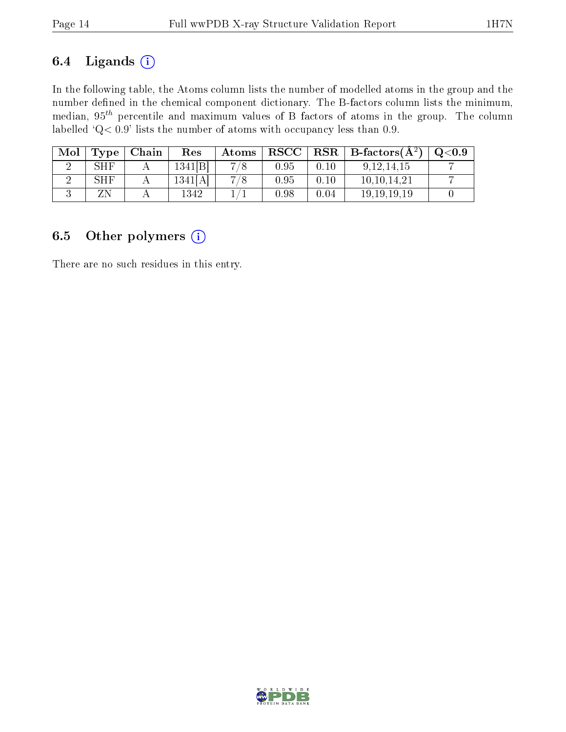## 6.4 Ligands

In the following table, the Atoms column lists the number of modelled atoms in the group and the number defined in the chemical component dictionary. The B-factors column lists the minimum, median, $95^{th}$ percentile and maximum values of B factors of atoms in the group. The column labelled 'Q< 0.9' lists the number of atoms with occupancy less than 0.9.

| Mol | Type | Chain | Res | Atoms | RSCC | RSR | B-factors($Å^2$) | Q<0.9 |
|---|---|---|---|---|---|---|---|---|
| 2 | SHF | A | 1341[B] | 7/8 | 0.95 | 0.10 | 9,12,14,15 | 7 |
| 2 | SHF | A | 1341[A] | 7/8 | 0.95 | 0.10 | 10,10,14,21 | 7 |
| 3 | ZN | A | 1342 | 1/1 | 0.98 | 0.04 | 19,19,19,19 | 0 |

## 6.5 Other polymers

There are no such residues in this entry.